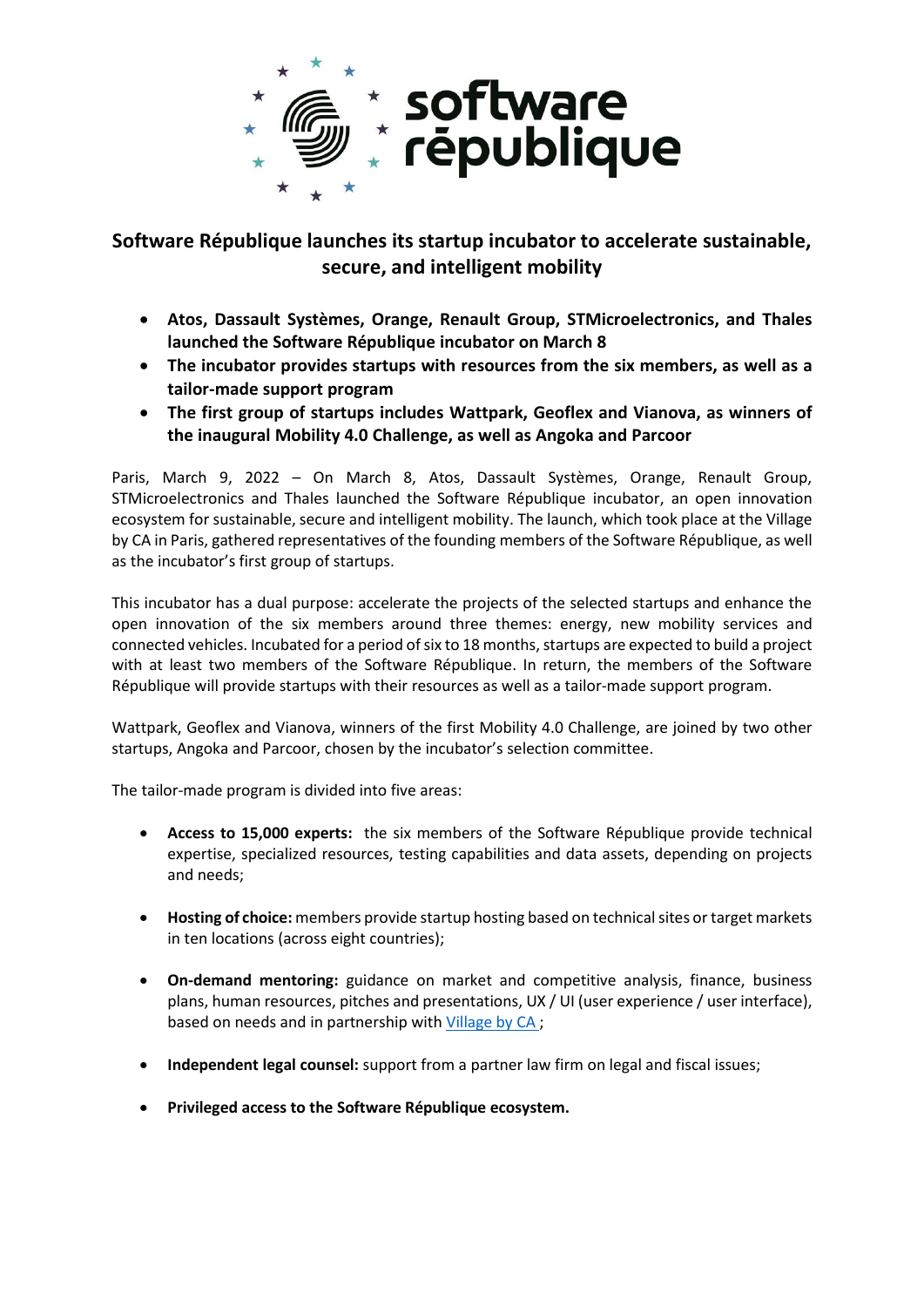# Software République launches its startup incubator to accelerate sustainable, secure, and intelligent mobility

- **Atos, Dassault Systèmes, Orange, Renault Group, STMicroelectronics, and Thales launched the Software République incubator on March 8**
- **The incubator provides startups with resources from the six members, as well as a tailor-made support program**
- **The first group of startups includes Wattpark, Geoflex and Vianova, as winners of the inaugural Mobility 4.0 Challenge, as well as Angoka and Parcoor**

Paris, March 9, 2022 – On March 8, Atos, Dassault Systèmes, Orange, Renault Group, STMicroelectronics and Thales launched the Software République incubator, an open innovation ecosystem for sustainable, secure and intelligent mobility. The launch, which took place at the Village by CA in Paris, gathered representatives of the founding members of the Software République, as well as the incubator's first group of startups.

This incubator has a dual purpose: accelerate the projects of the selected startups and enhance the open innovation of the six members around three themes: energy, new mobility services and connected vehicles. Incubated for a period of six to 18 months, startups are expected to build a project with at least two members of the Software République. In return, the members of the Software République will provide startups with their resources as well as a tailor-made support program.

Wattpark, Geoflex and Vianova, winners of the first Mobility 4.0 Challenge, are joined by two other startups, Angoka and Parcoor, chosen by the incubator's selection committee.

The tailor-made program is divided into five areas:

- **Access to 15,000 experts:** the six members of the Software République provide technical expertise, specialized resources, testing capabilities and data assets, depending on projects and needs;
- **Hosting of choice:** members provide startup hosting based on technical sites or target markets in ten locations (across eight countries);
- **On-demand mentoring:** guidance on market and competitive analysis, finance, business plans, human resources, pitches and presentations, UX / UI (user experience / user interface), based on needs and in partnership with Village by CA ;
- **Independent legal counsel:** support from a partner law firm on legal and fiscal issues;
- **Privileged access to the Software République ecosystem.**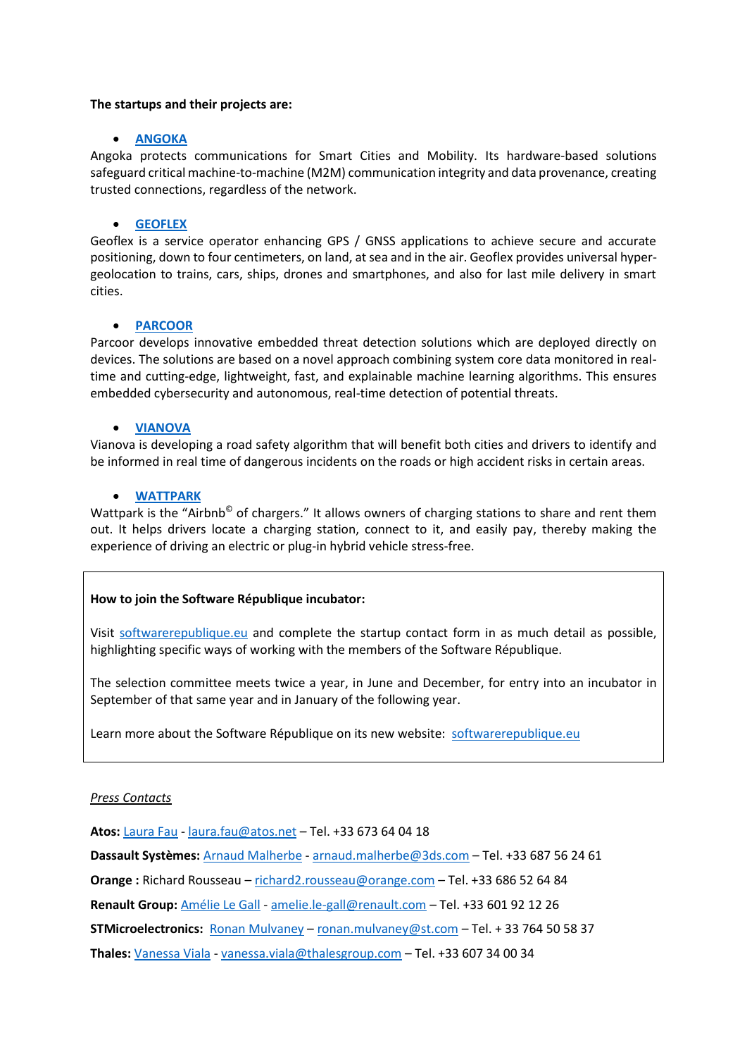**The startups and their projects are:**

- **[ANGOKA](#)**

Angoka protects communications for Smart Cities and Mobility. Its hardware-based solutions safeguard critical machine-to-machine (M2M) communication integrity and data provenance, creating trusted connections, regardless of the network.

- **[GEOFLEX](#)**

Geoflex is a service operator enhancing GPS / GNSS applications to achieve secure and accurate positioning, down to four centimeters, on land, at sea and in the air. Geoflex provides universal hyper-geolocation to trains, cars, ships, drones and smartphones, and also for last mile delivery in smart cities.

- **[PARCOOR](#)**

Parcoor develops innovative embedded threat detection solutions which are deployed directly on devices. The solutions are based on a novel approach combining system core data monitored in real-time and cutting-edge, lightweight, fast, and explainable machine learning algorithms. This ensures embedded cybersecurity and autonomous, real-time detection of potential threats.

- **[VIANOVA](#)**

Vianova is developing a road safety algorithm that will benefit both cities and drivers to identify and be informed in real time of dangerous incidents on the roads or high accident risks in certain areas.

- **[WATTPARK](#)**

Wattpark is the "Airbnb© of chargers." It allows owners of charging stations to share and rent them out. It helps drivers locate a charging station, connect to it, and easily pay, thereby making the experience of driving an electric or plug-in hybrid vehicle stress-free.

---

**How to join the Software République incubator:**

Visit softwarerepublique.eu and complete the startup contact form in as much detail as possible, highlighting specific ways of working with the members of the Software République.

The selection committee meets twice a year, in June and December, for entry into an incubator in September of that same year and in January of the following year.

Learn more about the Software République on its new website: softwarerepublique.eu

---

*Press Contacts*

**Atos:** Laura Fau - laura.fau@atos.net – Tel. +33 673 64 04 18

**Dassault Systèmes:** Arnaud Malherbe - arnaud.malherbe@3ds.com – Tel. +33 687 56 24 61

**Orange :** Richard Rousseau – richard2.rousseau@orange.com – Tel. +33 686 52 64 84

**Renault Group:** Amélie Le Gall - amelie.le-gall@renault.com – Tel. +33 601 92 12 26

**STMicroelectronics:** Ronan Mulvaney – ronan.mulvaney@st.com – Tel. + 33 764 50 58 37

**Thales:** Vanessa Viala - vanessa.viala@thalesgroup.com – Tel. +33 607 34 00 34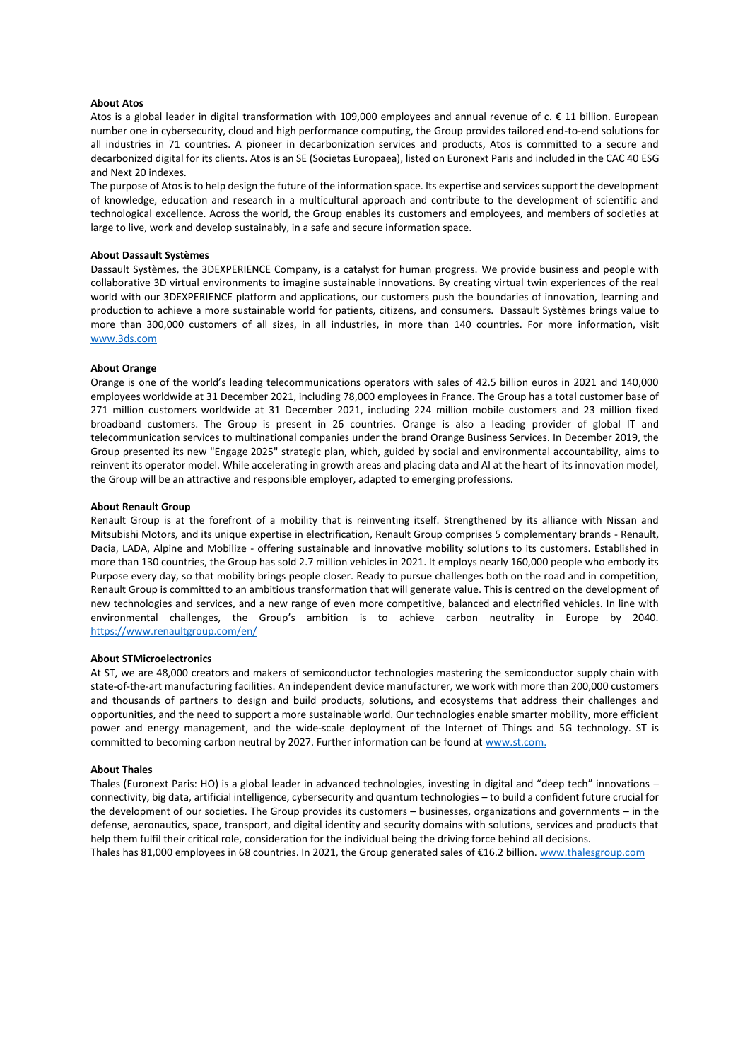**About Atos**

Atos is a global leader in digital transformation with 109,000 employees and annual revenue of c. € 11 billion. European number one in cybersecurity, cloud and high performance computing, the Group provides tailored end-to-end solutions for all industries in 71 countries. A pioneer in decarbonization services and products, Atos is committed to a secure and decarbonized digital for its clients. Atos is an SE (Societas Europaea), listed on Euronext Paris and included in the CAC 40 ESG and Next 20 indexes.

The purpose of Atos is to help design the future of the information space. Its expertise and services support the development of knowledge, education and research in a multicultural approach and contribute to the development of scientific and technological excellence. Across the world, the Group enables its customers and employees, and members of societies at large to live, work and develop sustainably, in a safe and secure information space.

**About Dassault Systèmes**

Dassault Systèmes, the 3DEXPERIENCE Company, is a catalyst for human progress. We provide business and people with collaborative 3D virtual environments to imagine sustainable innovations. By creating virtual twin experiences of the real world with our 3DEXPERIENCE platform and applications, our customers push the boundaries of innovation, learning and production to achieve a more sustainable world for patients, citizens, and consumers. Dassault Systèmes brings value to more than 300,000 customers of all sizes, in all industries, in more than 140 countries. For more information, visit [www.3ds.com](http://www.3ds.com)

**About Orange**

Orange is one of the world's leading telecommunications operators with sales of 42.5 billion euros in 2021 and 140,000 employees worldwide at 31 December 2021, including 78,000 employees in France. The Group has a total customer base of 271 million customers worldwide at 31 December 2021, including 224 million mobile customers and 23 million fixed broadband customers. The Group is present in 26 countries. Orange is also a leading provider of global IT and telecommunication services to multinational companies under the brand Orange Business Services. In December 2019, the Group presented its new "Engage 2025" strategic plan, which, guided by social and environmental accountability, aims to reinvent its operator model. While accelerating in growth areas and placing data and AI at the heart of its innovation model, the Group will be an attractive and responsible employer, adapted to emerging professions.

**About Renault Group**

Renault Group is at the forefront of a mobility that is reinventing itself. Strengthened by its alliance with Nissan and Mitsubishi Motors, and its unique expertise in electrification, Renault Group comprises 5 complementary brands - Renault, Dacia, LADA, Alpine and Mobilize - offering sustainable and innovative mobility solutions to its customers. Established in more than 130 countries, the Group has sold 2.7 million vehicles in 2021. It employs nearly 160,000 people who embody its Purpose every day, so that mobility brings people closer. Ready to pursue challenges both on the road and in competition, Renault Group is committed to an ambitious transformation that will generate value. This is centred on the development of new technologies and services, and a new range of even more competitive, balanced and electrified vehicles. In line with environmental challenges, the Group's ambition is to achieve carbon neutrality in Europe by 2040. [https://www.renaultgroup.com/en/](https://www.renaultgroup.com/en/)

**About STMicroelectronics**

At ST, we are 48,000 creators and makers of semiconductor technologies mastering the semiconductor supply chain with state-of-the-art manufacturing facilities. An independent device manufacturer, we work with more than 200,000 customers and thousands of partners to design and build products, solutions, and ecosystems that address their challenges and opportunities, and the need to support a more sustainable world. Our technologies enable smarter mobility, more efficient power and energy management, and the wide-scale deployment of the Internet of Things and 5G technology. ST is committed to becoming carbon neutral by 2027. Further information can be found at [www.st.com.](http://www.st.com)

**About Thales**

Thales (Euronext Paris: HO) is a global leader in advanced technologies, investing in digital and "deep tech" innovations – connectivity, big data, artificial intelligence, cybersecurity and quantum technologies – to build a confident future crucial for the development of our societies. The Group provides its customers – businesses, organizations and governments – in the defense, aeronautics, space, transport, and digital identity and security domains with solutions, services and products that help them fulfil their critical role, consideration for the individual being the driving force behind all decisions.

Thales has 81,000 employees in 68 countries. In 2021, the Group generated sales of €16.2 billion. [www.thalesgroup.com](http://www.thalesgroup.com)